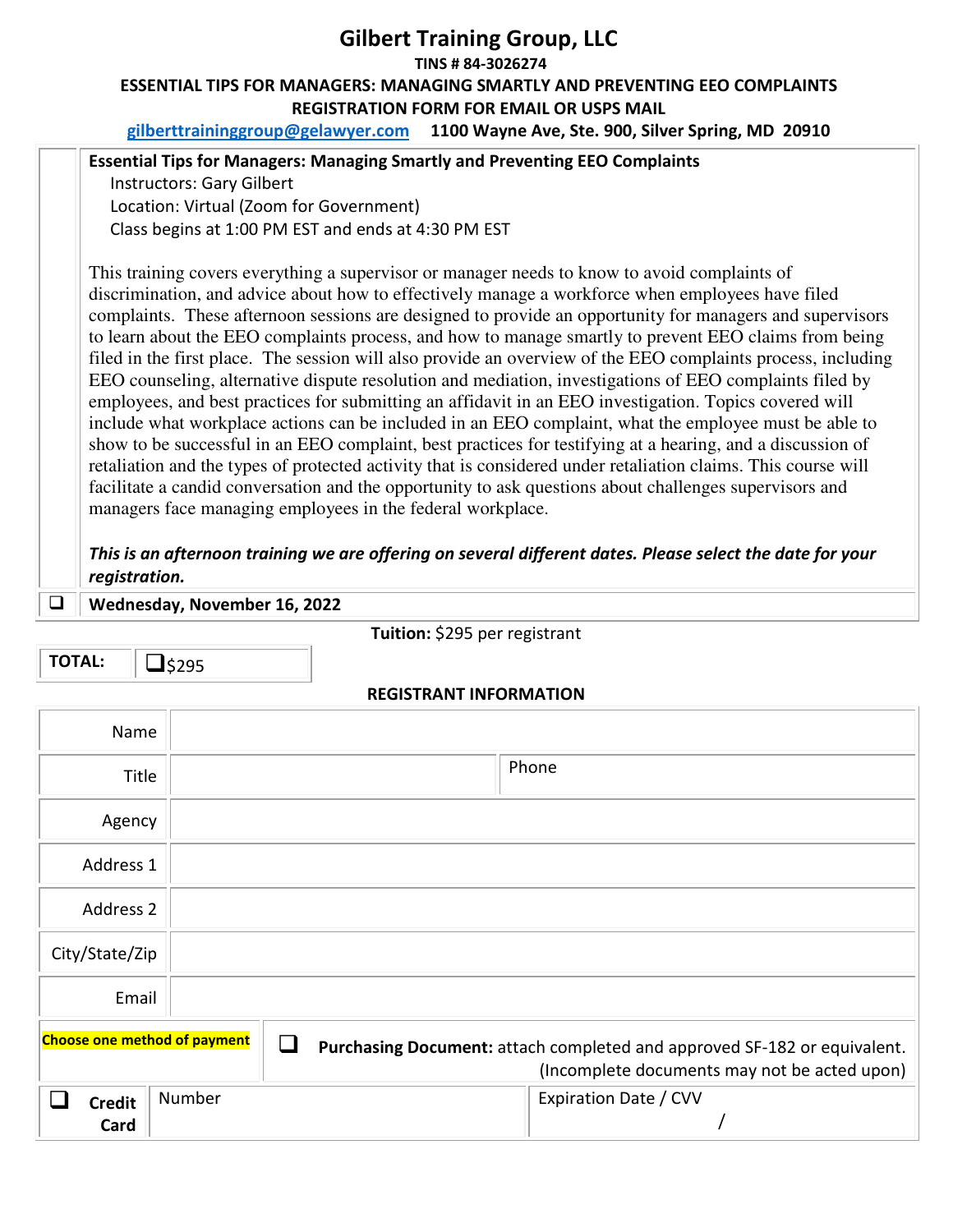# Gilbert Training Group, LLC

**TINS # 84-3026274**

**ESSENTIAL TIPS FOR MANAGERS: MANAGING SMARTLY AND PREVENTING EEO COMPLAINTS**

**REGISTRATION FORM FOR EMAIL OR USPS MAIL**

**gilberttraininggroup@gelawyer.com** **1100 Wayne Ave, Ste. 900, Silver Spring, MD 20910**

**Essential Tips for Managers: Managing Smartly and Preventing EEO Complaints**

Instructors: Gary Gilbert
Location: Virtual (Zoom for Government)
Class begins at 1:00 PM EST and ends at 4:30 PM EST

This training covers everything a supervisor or manager needs to know to avoid complaints of discrimination, and advice about how to effectively manage a workforce when employees have filed complaints. These afternoon sessions are designed to provide an opportunity for managers and supervisors to learn about the EEO complaints process, and how to manage smartly to prevent EEO claims from being filed in the first place. The session will also provide an overview of the EEO complaints process, including EEO counseling, alternative dispute resolution and mediation, investigations of EEO complaints filed by employees, and best practices for submitting an affidavit in an EEO investigation. Topics covered will include what workplace actions can be included in an EEO complaint, what the employee must be able to show to be successful in an EEO complaint, best practices for testifying at a hearing, and a discussion of retaliation and the types of protected activity that is considered under retaliation claims. This course will facilitate a candid conversation and the opportunity to ask questions about challenges supervisors and managers face managing employees in the federal workplace.

***This is an afternoon training we are offering on several different dates. Please select the date for your registration.***

☐ **Wednesday, November 16, 2022**

**Tuition:** $295 per registrant

| **TOTAL:** | ☐ $295 |
|---|---|

**REGISTRANT INFORMATION**

| | | |
|---|---|---|
| Name | | |
| Title | | Phone |
| Agency | | |
| Address 1 | | |
| Address 2 | | |
| City/State/Zip | | |
| Email | | |

| Choose one method of payment | ☐ **Purchasing Document:** attach completed and approved SF-182 or equivalent. (Incomplete documents may not be acted upon) | |
|---|---|---|
| ☐ **Credit Card** | Number | Expiration Date / CVV<br>/ |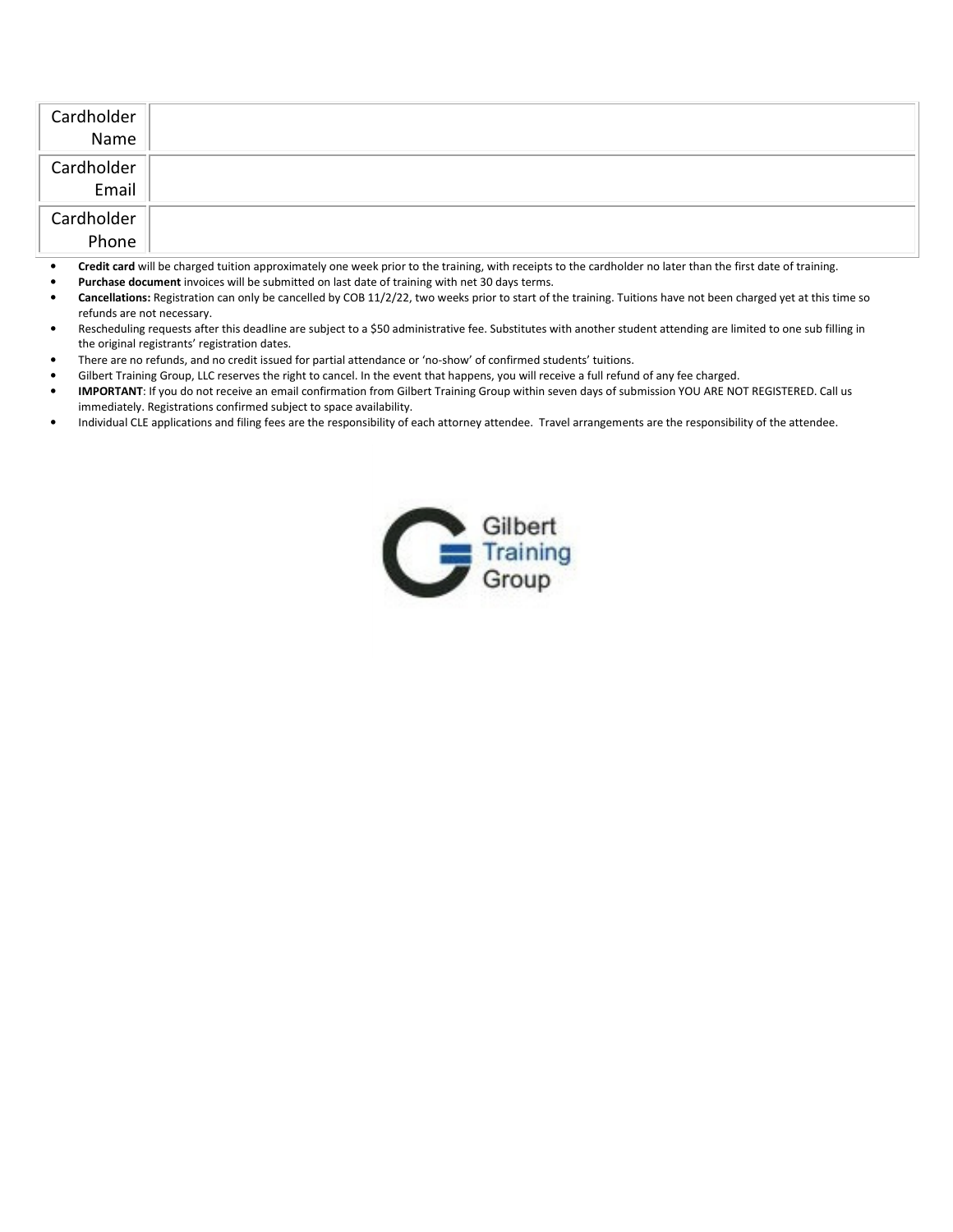| | |
|---|---|
| Cardholder Name | |
| Cardholder Email | |
| Cardholder Phone | |

- **Credit card** will be charged tuition approximately one week prior to the training, with receipts to the cardholder no later than the first date of training.
- **Purchase document** invoices will be submitted on last date of training with net 30 days terms.
- **Cancellations:** Registration can only be cancelled by COB 11/2/22, two weeks prior to start of the training. Tuitions have not been charged yet at this time so refunds are not necessary.
- Rescheduling requests after this deadline are subject to a $50 administrative fee. Substitutes with another student attending are limited to one sub filling in the original registrants' registration dates.
- There are no refunds, and no credit issued for partial attendance or 'no-show' of confirmed students' tuitions.
- Gilbert Training Group, LLC reserves the right to cancel. In the event that happens, you will receive a full refund of any fee charged.
- **IMPORTANT**: If you do not receive an email confirmation from Gilbert Training Group within seven days of submission YOU ARE NOT REGISTERED. Call us immediately. Registrations confirmed subject to space availability.
- Individual CLE applications and filing fees are the responsibility of each attorney attendee. Travel arrangements are the responsibility of the attendee.

Gilbert Training Group